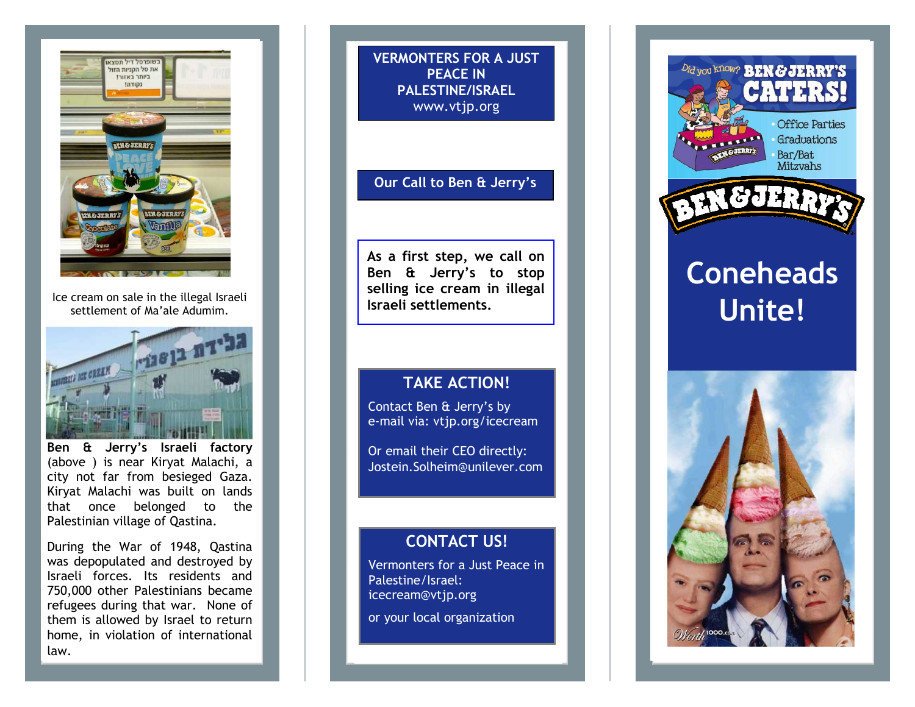Ice cream on sale in the illegal Israeli settlement of Ma'ale Adumim.

**Ben & Jerry's Israeli factory** (above ) is near Kiryat Malachi, a city not far from besieged Gaza. Kiryat Malachi was built on lands that once belonged to the Palestinian village of Qastina.

During the War of 1948, Qastina was depopulated and destroyed by Israeli forces. Its residents and 750,000 other Palestinians became refugees during that war. None of them is allowed by Israel to return home, in violation of international law.

**VERMONTERS FOR A JUST PEACE IN PALESTINE/ISRAEL**
www.vtjp.org

## Our Call to Ben & Jerry's

**As a first step, we call on Ben & Jerry's to stop selling ice cream in illegal Israeli settlements.**

## TAKE ACTION!

Contact Ben & Jerry's by e-mail via: vtjp.org/icecream

Or email their CEO directly:
Jostein.Solheim@unilever.com

## CONTACT US!

Vermonters for a Just Peace in Palestine/Israel:
icecream@vtjp.org

or your local organization

Did you know? BEN&JERRY'S CATERS!

- Office Parties
- Graduations
- Bar/Bat Mitzvahs

BEN&JERRY'S

# Coneheads Unite!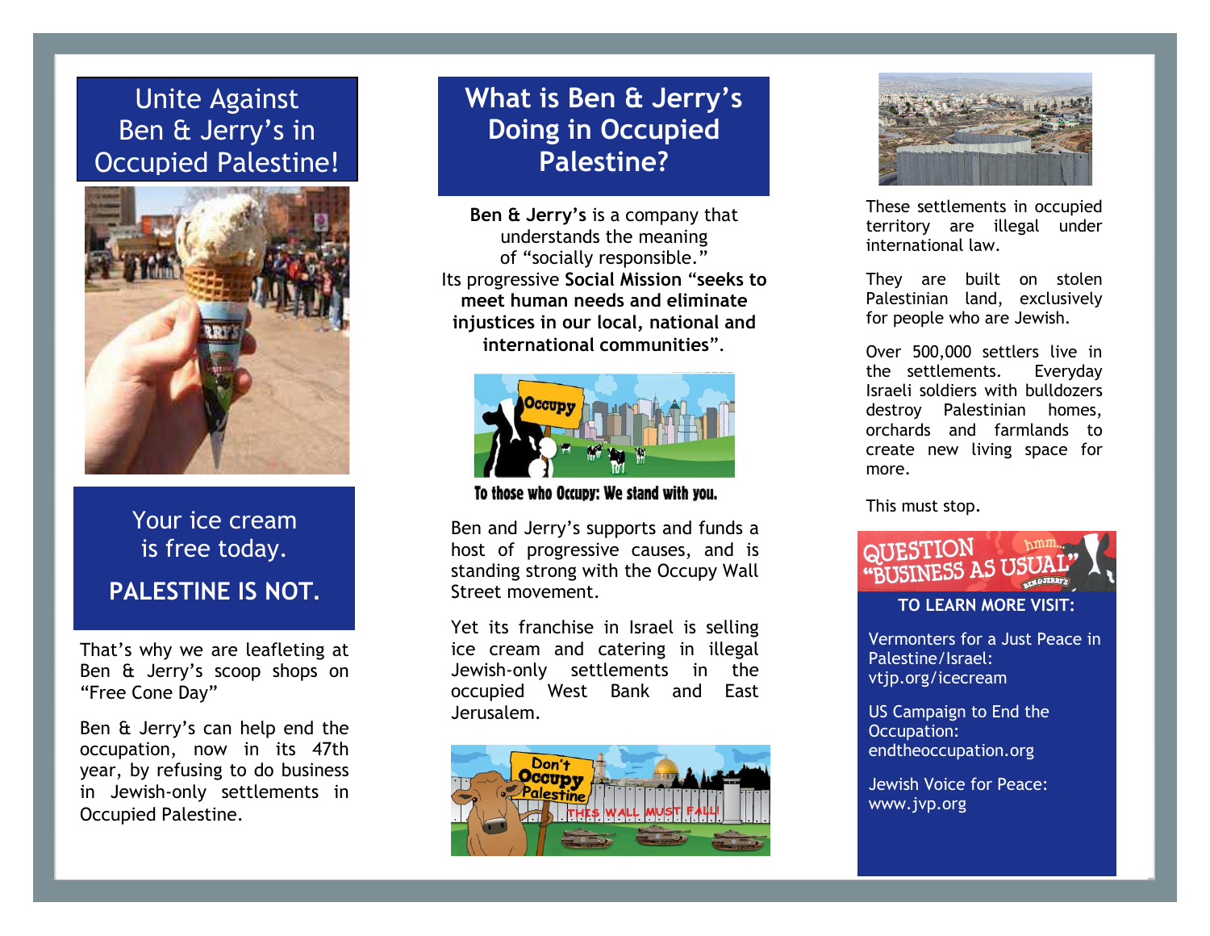# Unite Against Ben & Jerry's in Occupied Palestine!

## Your ice cream is free today.

## PALESTINE IS NOT.

That's why we are leafleting at Ben & Jerry's scoop shops on "Free Cone Day"

Ben & Jerry's can help end the occupation, now in its 47th year, by refusing to do business in Jewish-only settlements in Occupied Palestine.

# What is Ben & Jerry's Doing in Occupied Palestine?

**Ben & Jerry's** is a company that understands the meaning of "socially responsible." Its progressive **Social Mission** "**seeks to meet human needs and eliminate injustices in our local, national and international communities**".

To those who Occupy: We stand with you.

Ben and Jerry's supports and funds a host of progressive causes, and is standing strong with the Occupy Wall Street movement.

Yet its franchise in Israel is selling ice cream and catering in illegal Jewish-only settlements in the occupied West Bank and East Jerusalem.

These settlements in occupied territory are illegal under international law.

They are built on stolen Palestinian land, exclusively for people who are Jewish.

Over 500,000 settlers live in the settlements. Everyday Israeli soldiers with bulldozers destroy Palestinian homes, orchards and farmlands to create new living space for more.

This must stop.

QUESTION "BUSINESS AS USUAL"

**TO LEARN MORE VISIT:**

Vermonters for a Just Peace in Palestine/Israel:
vtjp.org/icecream

US Campaign to End the Occupation:
endtheoccupation.org

Jewish Voice for Peace:
www.jvp.org